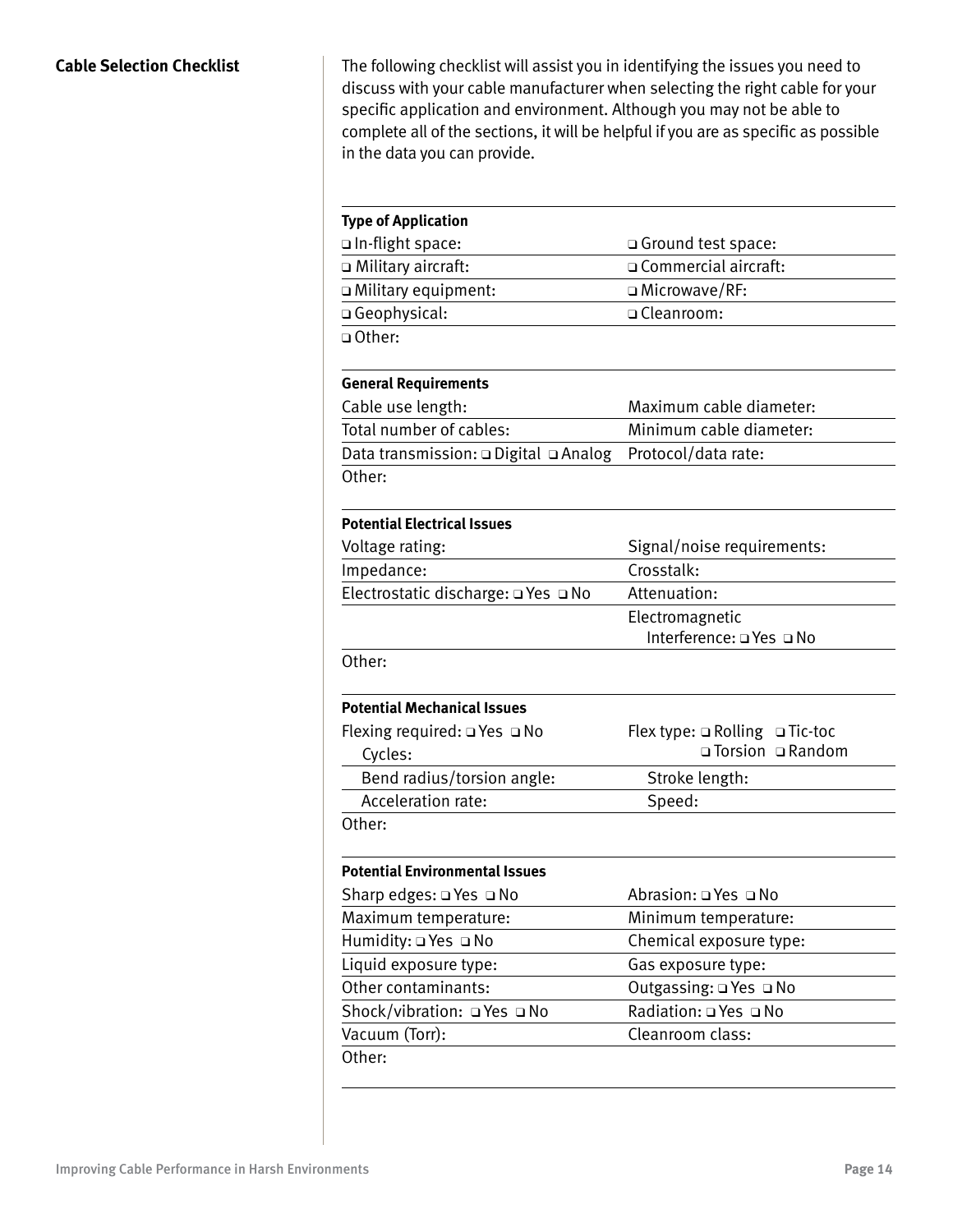## Cable Selection Checklist

The following checklist will assist you in identifying the issues you need to discuss with your cable manufacturer when selecting the right cable for your specific application and environment. Although you may not be able to complete all of the sections, it will be helpful if you are as specific as possible in the data you can provide.

**Type of Application**

| | |
|---|---|
| ❑ In-flight space: | ❑ Ground test space: |
| ❑ Military aircraft: | ❑ Commercial aircraft: |
| ❑ Military equipment: | ❑ Microwave/RF: |
| ❑ Geophysical: | ❑ Cleanroom: |
| ❑ Other: | |

**General Requirements**

| | |
|---|---|
| Cable use length: | Maximum cable diameter: |
| Total number of cables: | Minimum cable diameter: |
| Data transmission: ❑ Digital ❑ Analog | Protocol/data rate: |
| Other: | |

**Potential Electrical Issues**

| | |
|---|---|
| Voltage rating: | Signal/noise requirements: |
| Impedance: | Crosstalk: |
| Electrostatic discharge: ❑ Yes ❑ No | Attenuation: |
| | Electromagnetic Interference: ❑ Yes ❑ No |
| Other: | |

**Potential Mechanical Issues**

| | |
|---|---|
| Flexing required: ❑ Yes ❑ No<br>Cycles: | Flex type: ❑ Rolling ❑ Tic-toc ❑ Torsion ❑ Random |
| Bend radius/torsion angle: | Stroke length: |
| Acceleration rate: | Speed: |
| Other: | |

**Potential Environmental Issues**

| | |
|---|---|
| Sharp edges: ❑ Yes ❑ No | Abrasion: ❑ Yes ❑ No |
| Maximum temperature: | Minimum temperature: |
| Humidity: ❑ Yes ❑ No | Chemical exposure type: |
| Liquid exposure type: | Gas exposure type: |
| Other contaminants: | Outgassing: ❑ Yes ❑ No |
| Shock/vibration: ❑ Yes ❑ No | Radiation: ❑ Yes ❑ No |
| Vacuum (Torr): | Cleanroom class: |
| Other: | |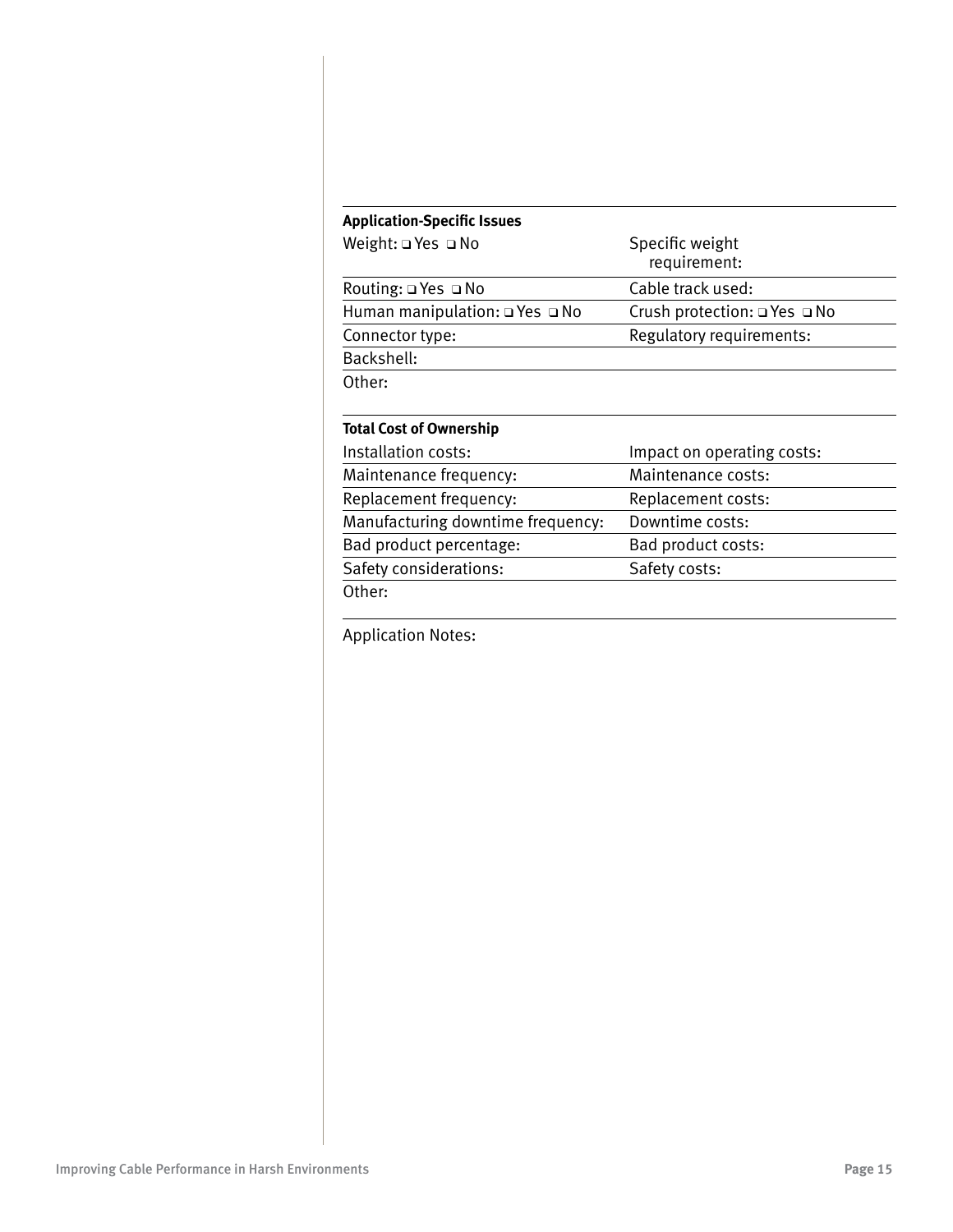**Application-Specific Issues**

| | |
|---|---|
| Weight: ❑ Yes ❑ No | Specific weight requirement: |
| Routing: ❑ Yes ❑ No | Cable track used: |
| Human manipulation: ❑ Yes ❑ No | Crush protection: ❑ Yes ❑ No |
| Connector type: | Regulatory requirements: |
| Backshell: | |
| Other: | |

**Total Cost of Ownership**

| | |
|---|---|
| Installation costs: | Impact on operating costs: |
| Maintenance frequency: | Maintenance costs: |
| Replacement frequency: | Replacement costs: |
| Manufacturing downtime frequency: | Downtime costs: |
| Bad product percentage: | Bad product costs: |
| Safety considerations: | Safety costs: |
| Other: | |

Application Notes: